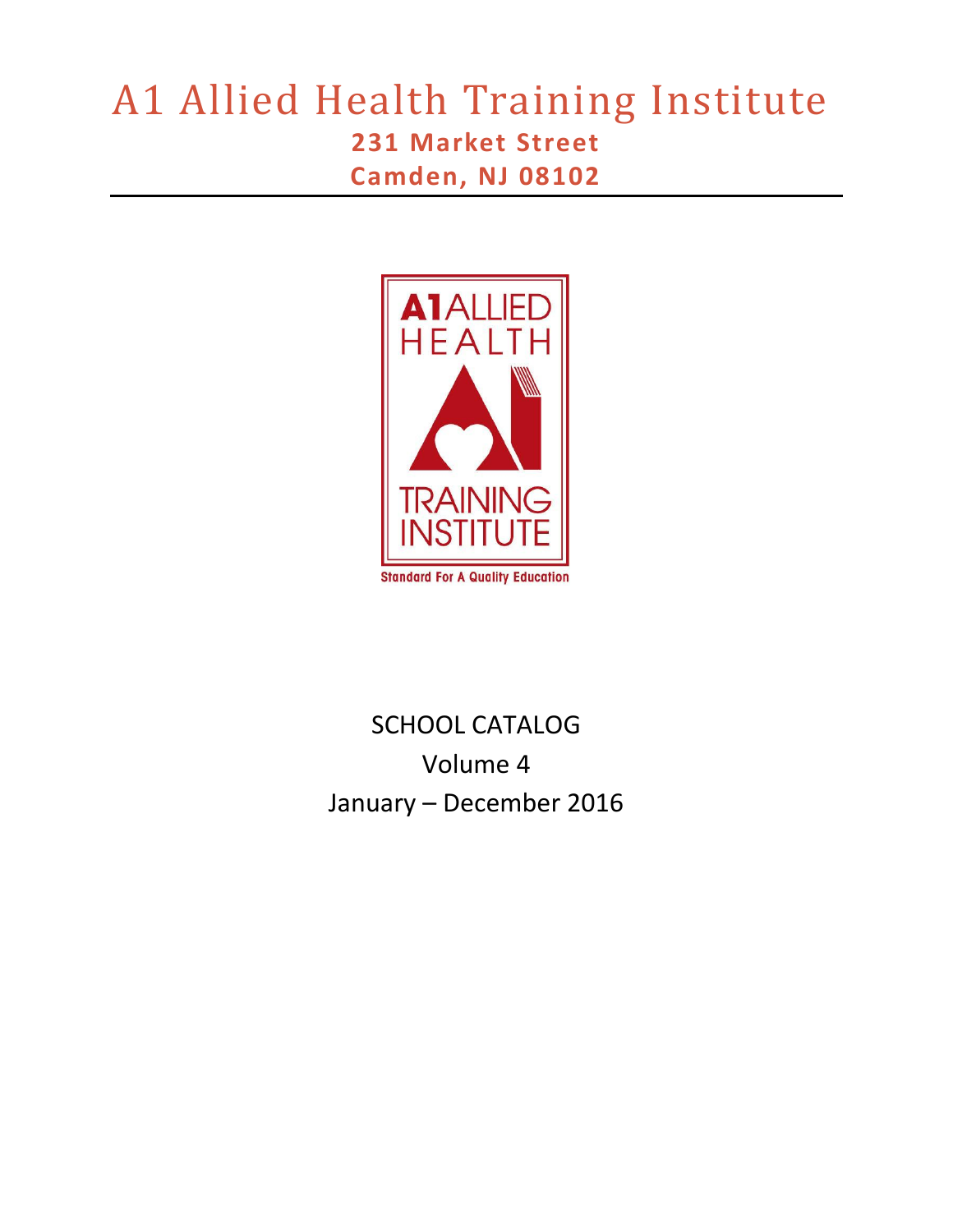# A1 Allied Health Training Institute

**231 Market Street**

**Camden, NJ 08102**

---

A1 ALLIED HEALTH

TRAINING INSTITUTE

Standard For A Quality Education

SCHOOL CATALOG

Volume 4

January – December 2016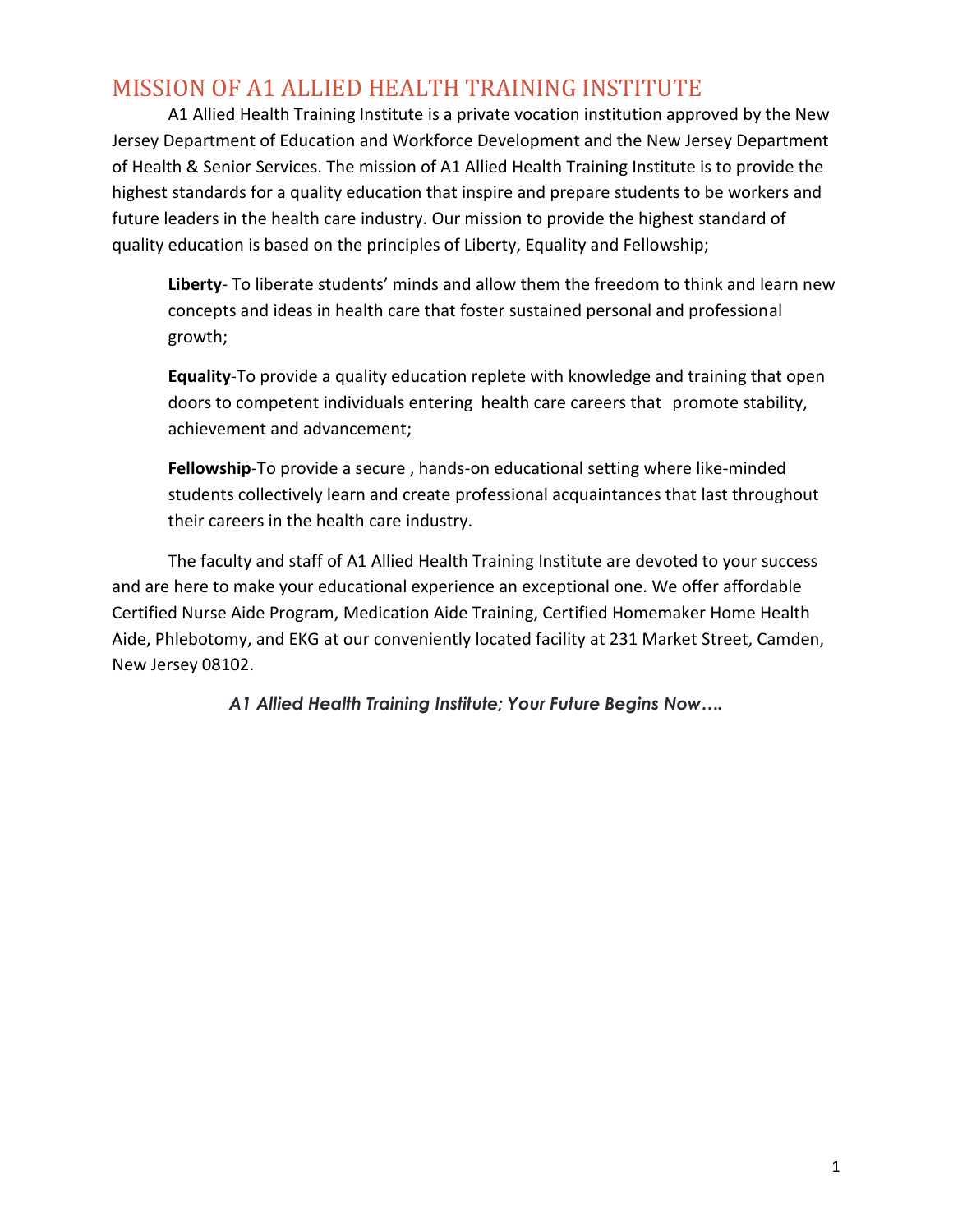# MISSION OF A1 ALLIED HEALTH TRAINING INSTITUTE

A1 Allied Health Training Institute is a private vocation institution approved by the New Jersey Department of Education and Workforce Development and the New Jersey Department of Health & Senior Services. The mission of A1 Allied Health Training Institute is to provide the highest standards for a quality education that inspire and prepare students to be workers and future leaders in the health care industry. Our mission to provide the highest standard of quality education is based on the principles of Liberty, Equality and Fellowship;

**Liberty**- To liberate students' minds and allow them the freedom to think and learn new concepts and ideas in health care that foster sustained personal and professional growth;

**Equality**-To provide a quality education replete with knowledge and training that open doors to competent individuals entering health care careers that promote stability, achievement and advancement;

**Fellowship**-To provide a secure , hands-on educational setting where like-minded students collectively learn and create professional acquaintances that last throughout their careers in the health care industry.

The faculty and staff of A1 Allied Health Training Institute are devoted to your success and are here to make your educational experience an exceptional one. We offer affordable Certified Nurse Aide Program, Medication Aide Training, Certified Homemaker Home Health Aide, Phlebotomy, and EKG at our conveniently located facility at 231 Market Street, Camden, New Jersey 08102.

***A1 Allied Health Training Institute; Your Future Begins Now….***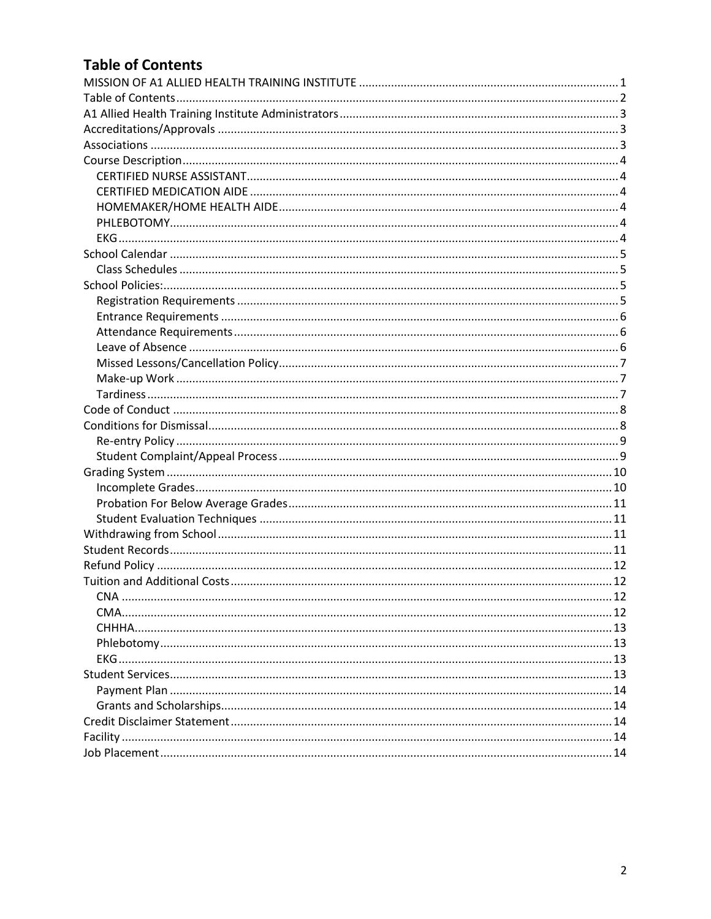## Table of Contents

- MISSION OF A1 ALLIED HEALTH TRAINING INSTITUTE ..... 1
- Table of Contents ..... 2
- A1 Allied Health Training Institute Administrators ..... 3
- Accreditations/Approvals ..... 3
- Associations ..... 3
- Course Description ..... 4
  - CERTIFIED NURSE ASSISTANT ..... 4
  - CERTIFIED MEDICATION AIDE ..... 4
  - HOMEMAKER/HOME HEALTH AIDE ..... 4
  - PHLEBOTOMY ..... 4
  - EKG ..... 4
- School Calendar ..... 5
  - Class Schedules ..... 5
- School Policies: ..... 5
  - Registration Requirements ..... 5
  - Entrance Requirements ..... 6
  - Attendance Requirements ..... 6
  - Leave of Absence ..... 6
  - Missed Lessons/Cancellation Policy ..... 7
  - Make-up Work ..... 7
  - Tardiness ..... 7
- Code of Conduct ..... 8
- Conditions for Dismissal ..... 8
  - Re-entry Policy ..... 9
  - Student Complaint/Appeal Process ..... 9
- Grading System ..... 10
  - Incomplete Grades ..... 10
  - Probation For Below Average Grades ..... 11
  - Student Evaluation Techniques ..... 11
- Withdrawing from School ..... 11
- Student Records ..... 11
- Refund Policy ..... 12
- Tuition and Additional Costs ..... 12
  - CNA ..... 12
  - CMA ..... 12
  - CHHHA ..... 13
  - Phlebotomy ..... 13
  - EKG ..... 13
- Student Services ..... 13
  - Payment Plan ..... 14
  - Grants and Scholarships ..... 14
- Credit Disclaimer Statement ..... 14
- Facility ..... 14
- Job Placement ..... 14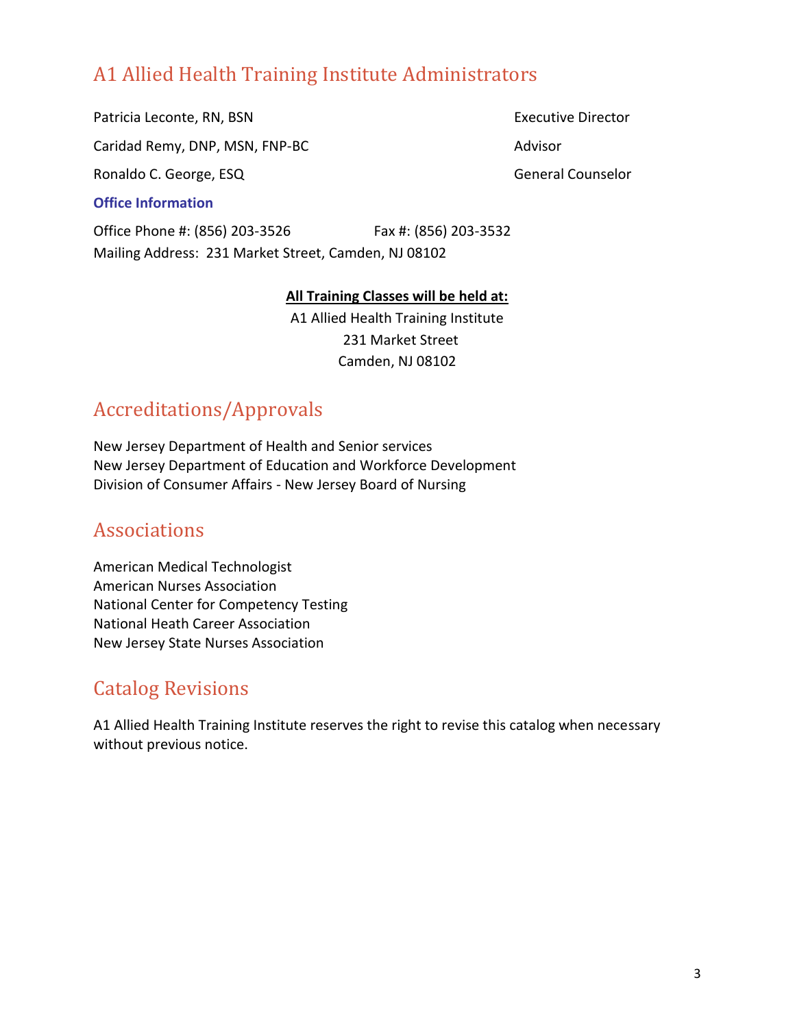## A1 Allied Health Training Institute Administrators

| | |
|---|---|
| Patricia Leconte, RN, BSN | Executive Director |
| Caridad Remy, DNP, MSN, FNP-BC | Advisor |
| Ronaldo C. George, ESQ | General Counselor |

**Office Information**

Office Phone #: (856) 203-3526 Fax #: (856) 203-3532
Mailing Address: 231 Market Street, Camden, NJ 08102

**All Training Classes will be held at:**

A1 Allied Health Training Institute
231 Market Street
Camden, NJ 08102

## Accreditations/Approvals

New Jersey Department of Health and Senior services
New Jersey Department of Education and Workforce Development
Division of Consumer Affairs - New Jersey Board of Nursing

## Associations

American Medical Technologist
American Nurses Association
National Center for Competency Testing
National Heath Career Association
New Jersey State Nurses Association

## Catalog Revisions

A1 Allied Health Training Institute reserves the right to revise this catalog when necessary without previous notice.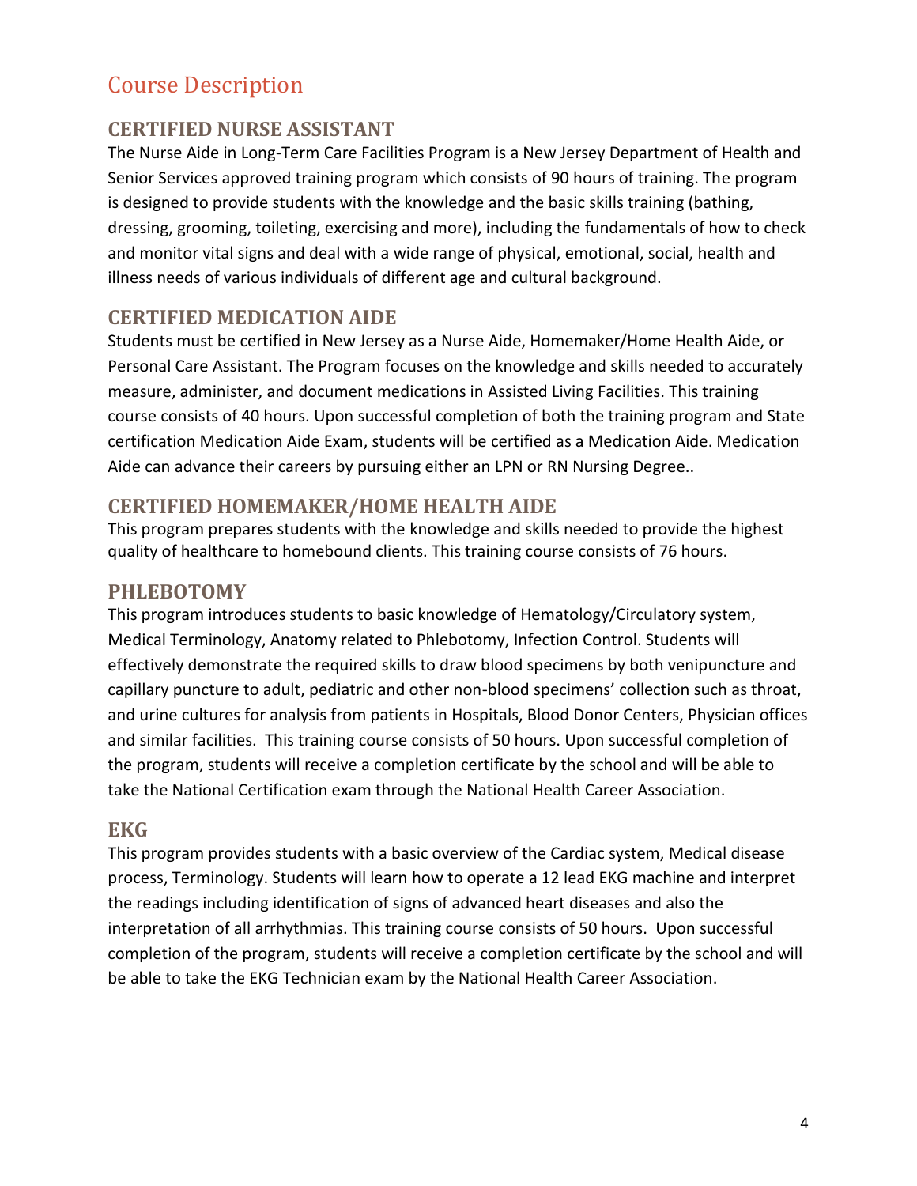# Course Description

## CERTIFIED NURSE ASSISTANT

The Nurse Aide in Long-Term Care Facilities Program is a New Jersey Department of Health and Senior Services approved training program which consists of 90 hours of training. The program is designed to provide students with the knowledge and the basic skills training (bathing, dressing, grooming, toileting, exercising and more), including the fundamentals of how to check and monitor vital signs and deal with a wide range of physical, emotional, social, health and illness needs of various individuals of different age and cultural background.

## CERTIFIED MEDICATION AIDE

Students must be certified in New Jersey as a Nurse Aide, Homemaker/Home Health Aide, or Personal Care Assistant. The Program focuses on the knowledge and skills needed to accurately measure, administer, and document medications in Assisted Living Facilities. This training course consists of 40 hours. Upon successful completion of both the training program and State certification Medication Aide Exam, students will be certified as a Medication Aide. Medication Aide can advance their careers by pursuing either an LPN or RN Nursing Degree..

## CERTIFIED HOMEMAKER/HOME HEALTH AIDE

This program prepares students with the knowledge and skills needed to provide the highest quality of healthcare to homebound clients. This training course consists of 76 hours.

## PHLEBOTOMY

This program introduces students to basic knowledge of Hematology/Circulatory system, Medical Terminology, Anatomy related to Phlebotomy, Infection Control. Students will effectively demonstrate the required skills to draw blood specimens by both venipuncture and capillary puncture to adult, pediatric and other non-blood specimens' collection such as throat, and urine cultures for analysis from patients in Hospitals, Blood Donor Centers, Physician offices and similar facilities. This training course consists of 50 hours. Upon successful completion of the program, students will receive a completion certificate by the school and will be able to take the National Certification exam through the National Health Career Association.

## EKG

This program provides students with a basic overview of the Cardiac system, Medical disease process, Terminology. Students will learn how to operate a 12 lead EKG machine and interpret the readings including identification of signs of advanced heart diseases and also the interpretation of all arrhythmias. This training course consists of 50 hours. Upon successful completion of the program, students will receive a completion certificate by the school and will be able to take the EKG Technician exam by the National Health Career Association.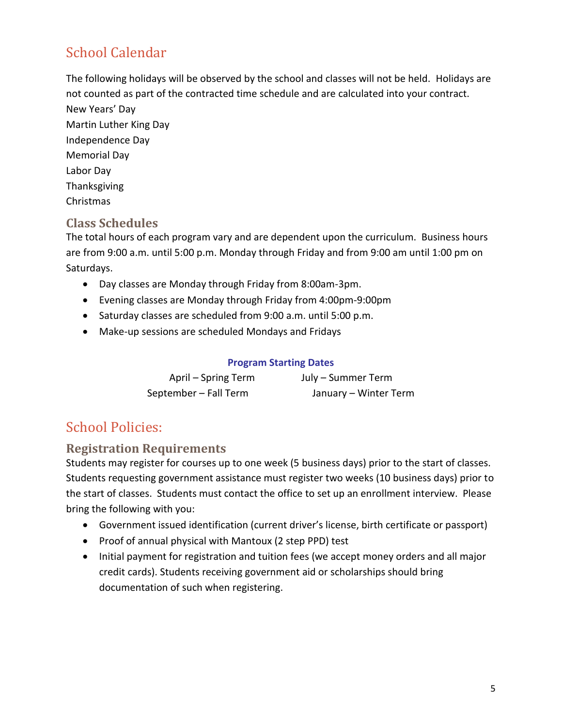# School Calendar

The following holidays will be observed by the school and classes will not be held. Holidays are not counted as part of the contracted time schedule and are calculated into your contract.

New Years' Day
Martin Luther King Day
Independence Day
Memorial Day
Labor Day
Thanksgiving
Christmas

## Class Schedules

The total hours of each program vary and are dependent upon the curriculum. Business hours are from 9:00 a.m. until 5:00 p.m. Monday through Friday and from 9:00 am until 1:00 pm on Saturdays.

- Day classes are Monday through Friday from 8:00am-3pm.
- Evening classes are Monday through Friday from 4:00pm-9:00pm
- Saturday classes are scheduled from 9:00 a.m. until 5:00 p.m.
- Make-up sessions are scheduled Mondays and Fridays

**Program Starting Dates**

| | |
|---|---|
| April – Spring Term | July – Summer Term |
| September – Fall Term | January – Winter Term |

# School Policies:

## Registration Requirements

Students may register for courses up to one week (5 business days) prior to the start of classes. Students requesting government assistance must register two weeks (10 business days) prior to the start of classes. Students must contact the office to set up an enrollment interview. Please bring the following with you:

- Government issued identification (current driver's license, birth certificate or passport)
- Proof of annual physical with Mantoux (2 step PPD) test
- Initial payment for registration and tuition fees (we accept money orders and all major credit cards). Students receiving government aid or scholarships should bring documentation of such when registering.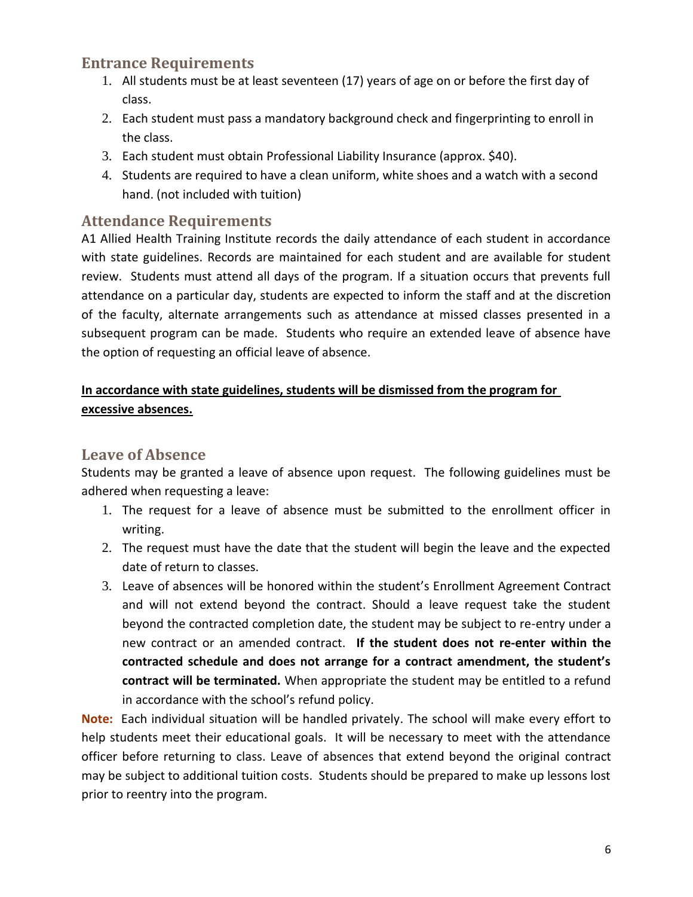## Entrance Requirements

1. All students must be at least seventeen (17) years of age on or before the first day of class.
2. Each student must pass a mandatory background check and fingerprinting to enroll in the class.
3. Each student must obtain Professional Liability Insurance (approx. $40).
4. Students are required to have a clean uniform, white shoes and a watch with a second hand. (not included with tuition)

## Attendance Requirements

A1 Allied Health Training Institute records the daily attendance of each student in accordance with state guidelines. Records are maintained for each student and are available for student review. Students must attend all days of the program. If a situation occurs that prevents full attendance on a particular day, students are expected to inform the staff and at the discretion of the faculty, alternate arrangements such as attendance at missed classes presented in a subsequent program can be made. Students who require an extended leave of absence have the option of requesting an official leave of absence.

**In accordance with state guidelines, students will be dismissed from the program for excessive absences.**

## Leave of Absence

Students may be granted a leave of absence upon request. The following guidelines must be adhered when requesting a leave:

1. The request for a leave of absence must be submitted to the enrollment officer in writing.
2. The request must have the date that the student will begin the leave and the expected date of return to classes.
3. Leave of absences will be honored within the student's Enrollment Agreement Contract and will not extend beyond the contract. Should a leave request take the student beyond the contracted completion date, the student may be subject to re-entry under a new contract or an amended contract. **If the student does not re-enter within the contracted schedule and does not arrange for a contract amendment, the student's contract will be terminated.** When appropriate the student may be entitled to a refund in accordance with the school's refund policy.

**Note:** Each individual situation will be handled privately. The school will make every effort to help students meet their educational goals. It will be necessary to meet with the attendance officer before returning to class. Leave of absences that extend beyond the original contract may be subject to additional tuition costs. Students should be prepared to make up lessons lost prior to reentry into the program.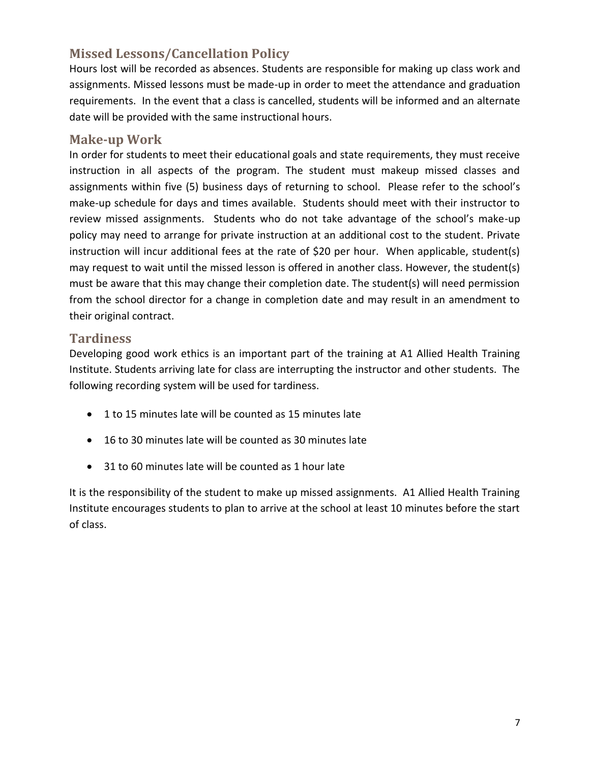## Missed Lessons/Cancellation Policy

Hours lost will be recorded as absences. Students are responsible for making up class work and assignments. Missed lessons must be made-up in order to meet the attendance and graduation requirements. In the event that a class is cancelled, students will be informed and an alternate date will be provided with the same instructional hours.

## Make-up Work

In order for students to meet their educational goals and state requirements, they must receive instruction in all aspects of the program. The student must makeup missed classes and assignments within five (5) business days of returning to school. Please refer to the school's make-up schedule for days and times available. Students should meet with their instructor to review missed assignments. Students who do not take advantage of the school's make-up policy may need to arrange for private instruction at an additional cost to the student. Private instruction will incur additional fees at the rate of $20 per hour. When applicable, student(s) may request to wait until the missed lesson is offered in another class. However, the student(s) must be aware that this may change their completion date. The student(s) will need permission from the school director for a change in completion date and may result in an amendment to their original contract.

## Tardiness

Developing good work ethics is an important part of the training at A1 Allied Health Training Institute. Students arriving late for class are interrupting the instructor and other students. The following recording system will be used for tardiness.

- 1 to 15 minutes late will be counted as 15 minutes late
- 16 to 30 minutes late will be counted as 30 minutes late
- 31 to 60 minutes late will be counted as 1 hour late

It is the responsibility of the student to make up missed assignments. A1 Allied Health Training Institute encourages students to plan to arrive at the school at least 10 minutes before the start of class.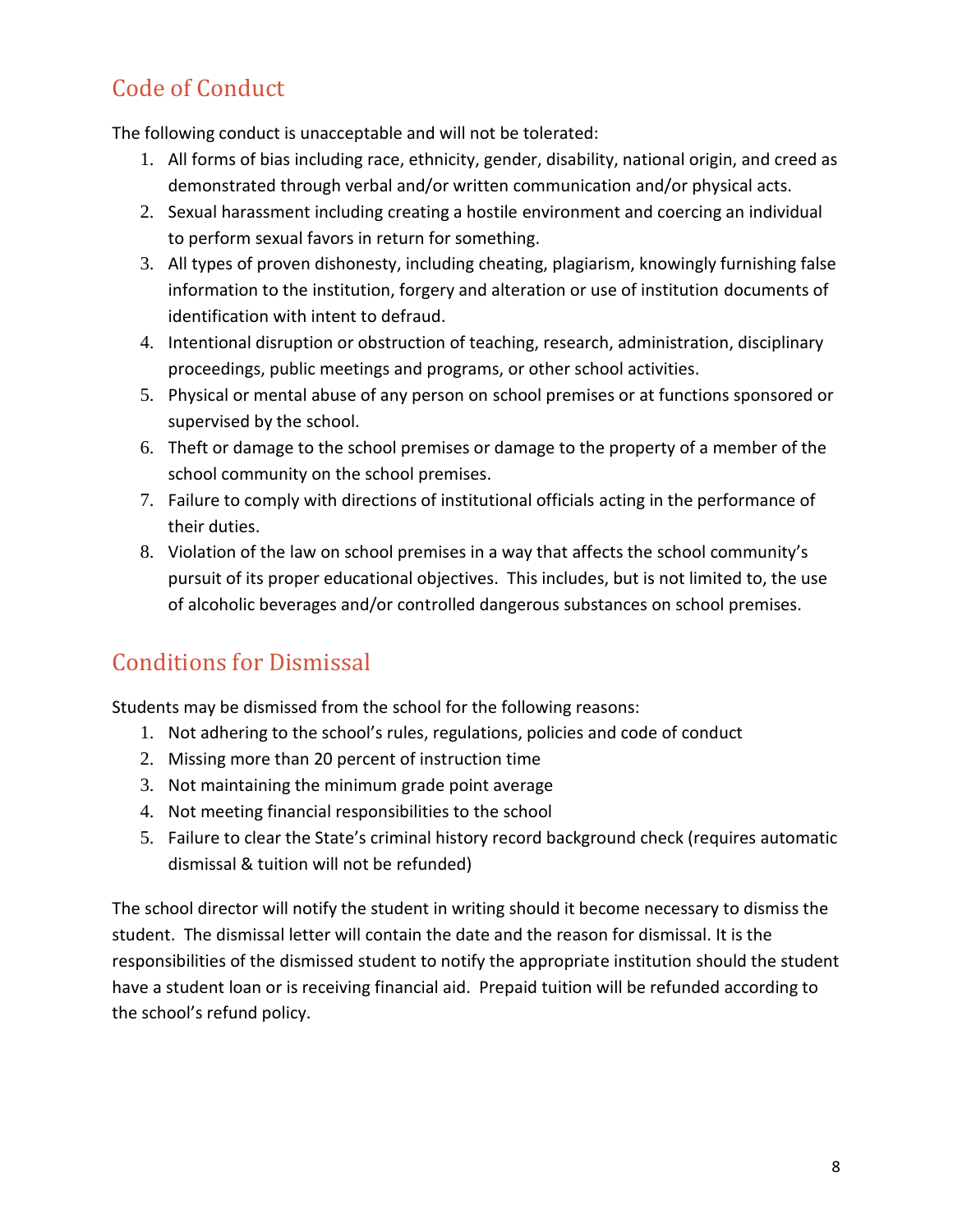## Code of Conduct

The following conduct is unacceptable and will not be tolerated:

1. All forms of bias including race, ethnicity, gender, disability, national origin, and creed as demonstrated through verbal and/or written communication and/or physical acts.
2. Sexual harassment including creating a hostile environment and coercing an individual to perform sexual favors in return for something.
3. All types of proven dishonesty, including cheating, plagiarism, knowingly furnishing false information to the institution, forgery and alteration or use of institution documents of identification with intent to defraud.
4. Intentional disruption or obstruction of teaching, research, administration, disciplinary proceedings, public meetings and programs, or other school activities.
5. Physical or mental abuse of any person on school premises or at functions sponsored or supervised by the school.
6. Theft or damage to the school premises or damage to the property of a member of the school community on the school premises.
7. Failure to comply with directions of institutional officials acting in the performance of their duties.
8. Violation of the law on school premises in a way that affects the school community's pursuit of its proper educational objectives. This includes, but is not limited to, the use of alcoholic beverages and/or controlled dangerous substances on school premises.

## Conditions for Dismissal

Students may be dismissed from the school for the following reasons:

1. Not adhering to the school's rules, regulations, policies and code of conduct
2. Missing more than 20 percent of instruction time
3. Not maintaining the minimum grade point average
4. Not meeting financial responsibilities to the school
5. Failure to clear the State's criminal history record background check (requires automatic dismissal & tuition will not be refunded)

The school director will notify the student in writing should it become necessary to dismiss the student. The dismissal letter will contain the date and the reason for dismissal. It is the responsibilities of the dismissed student to notify the appropriate institution should the student have a student loan or is receiving financial aid. Prepaid tuition will be refunded according to the school's refund policy.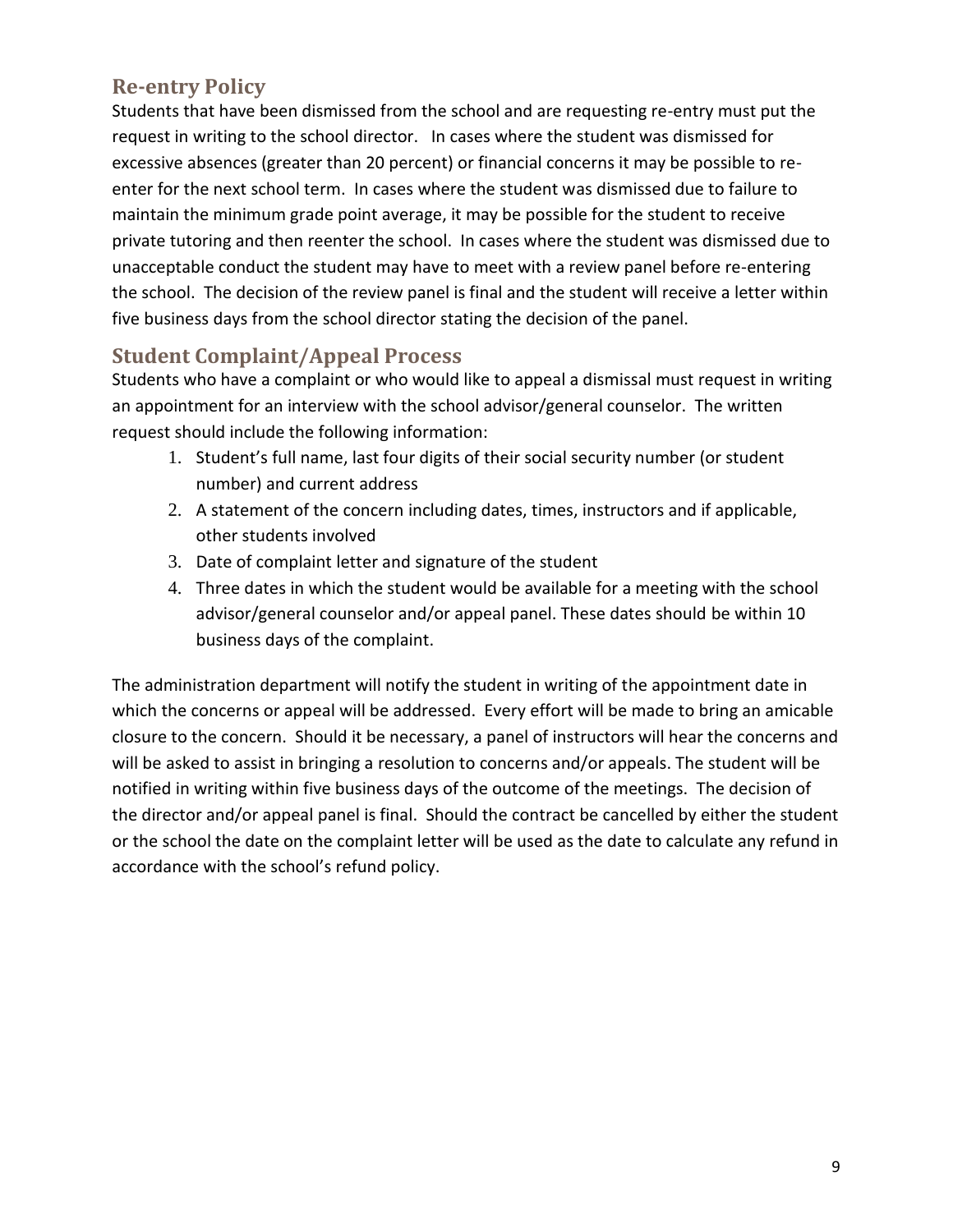## Re-entry Policy

Students that have been dismissed from the school and are requesting re-entry must put the request in writing to the school director. In cases where the student was dismissed for excessive absences (greater than 20 percent) or financial concerns it may be possible to re-enter for the next school term. In cases where the student was dismissed due to failure to maintain the minimum grade point average, it may be possible for the student to receive private tutoring and then reenter the school. In cases where the student was dismissed due to unacceptable conduct the student may have to meet with a review panel before re-entering the school. The decision of the review panel is final and the student will receive a letter within five business days from the school director stating the decision of the panel.

## Student Complaint/Appeal Process

Students who have a complaint or who would like to appeal a dismissal must request in writing an appointment for an interview with the school advisor/general counselor. The written request should include the following information:

1. Student's full name, last four digits of their social security number (or student number) and current address
2. A statement of the concern including dates, times, instructors and if applicable, other students involved
3. Date of complaint letter and signature of the student
4. Three dates in which the student would be available for a meeting with the school advisor/general counselor and/or appeal panel. These dates should be within 10 business days of the complaint.

The administration department will notify the student in writing of the appointment date in which the concerns or appeal will be addressed. Every effort will be made to bring an amicable closure to the concern. Should it be necessary, a panel of instructors will hear the concerns and will be asked to assist in bringing a resolution to concerns and/or appeals. The student will be notified in writing within five business days of the outcome of the meetings. The decision of the director and/or appeal panel is final. Should the contract be cancelled by either the student or the school the date on the complaint letter will be used as the date to calculate any refund in accordance with the school's refund policy.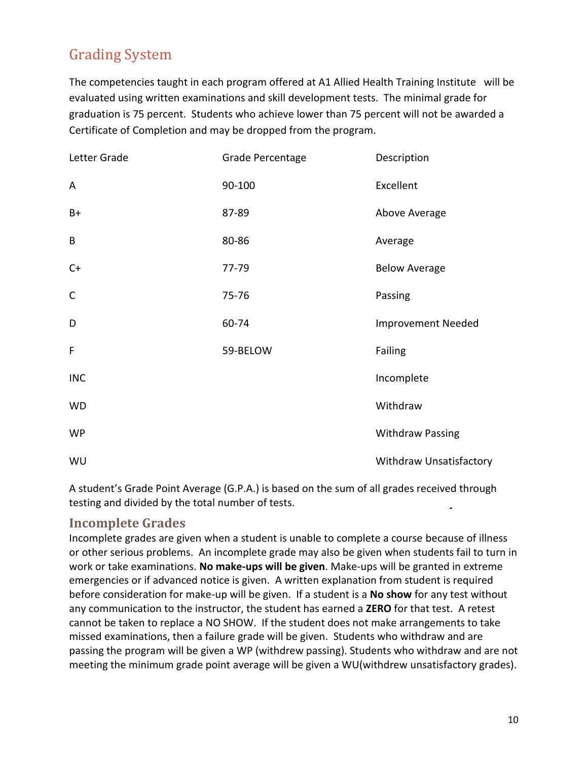## Grading System

The competencies taught in each program offered at A1 Allied Health Training Institute will be evaluated using written examinations and skill development tests. The minimal grade for graduation is 75 percent. Students who achieve lower than 75 percent will not be awarded a Certificate of Completion and may be dropped from the program.

| Letter Grade | Grade Percentage | Description |
|---|---|---|
| A | 90-100 | Excellent |
| B+ | 87-89 | Above Average |
| B | 80-86 | Average |
| C+ | 77-79 | Below Average |
| C | 75-76 | Passing |
| D | 60-74 | Improvement Needed |
| F | 59-BELOW | Failing |
| INC | | Incomplete |
| WD | | Withdraw |
| WP | | Withdraw Passing |
| WU | | Withdraw Unsatisfactory |

A student's Grade Point Average (G.P.A.) is based on the sum of all grades received through testing and divided by the total number of tests.

### Incomplete Grades

Incomplete grades are given when a student is unable to complete a course because of illness or other serious problems. An incomplete grade may also be given when students fail to turn in work or take examinations. **No make-ups will be given**. Make-ups will be granted in extreme emergencies or if advanced notice is given. A written explanation from student is required before consideration for make-up will be given. If a student is a **No show** for any test without any communication to the instructor, the student has earned a **ZERO** for that test. A retest cannot be taken to replace a NO SHOW. If the student does not make arrangements to take missed examinations, then a failure grade will be given. Students who withdraw and are passing the program will be given a WP (withdrew passing). Students who withdraw and are not meeting the minimum grade point average will be given a WU(withdrew unsatisfactory grades).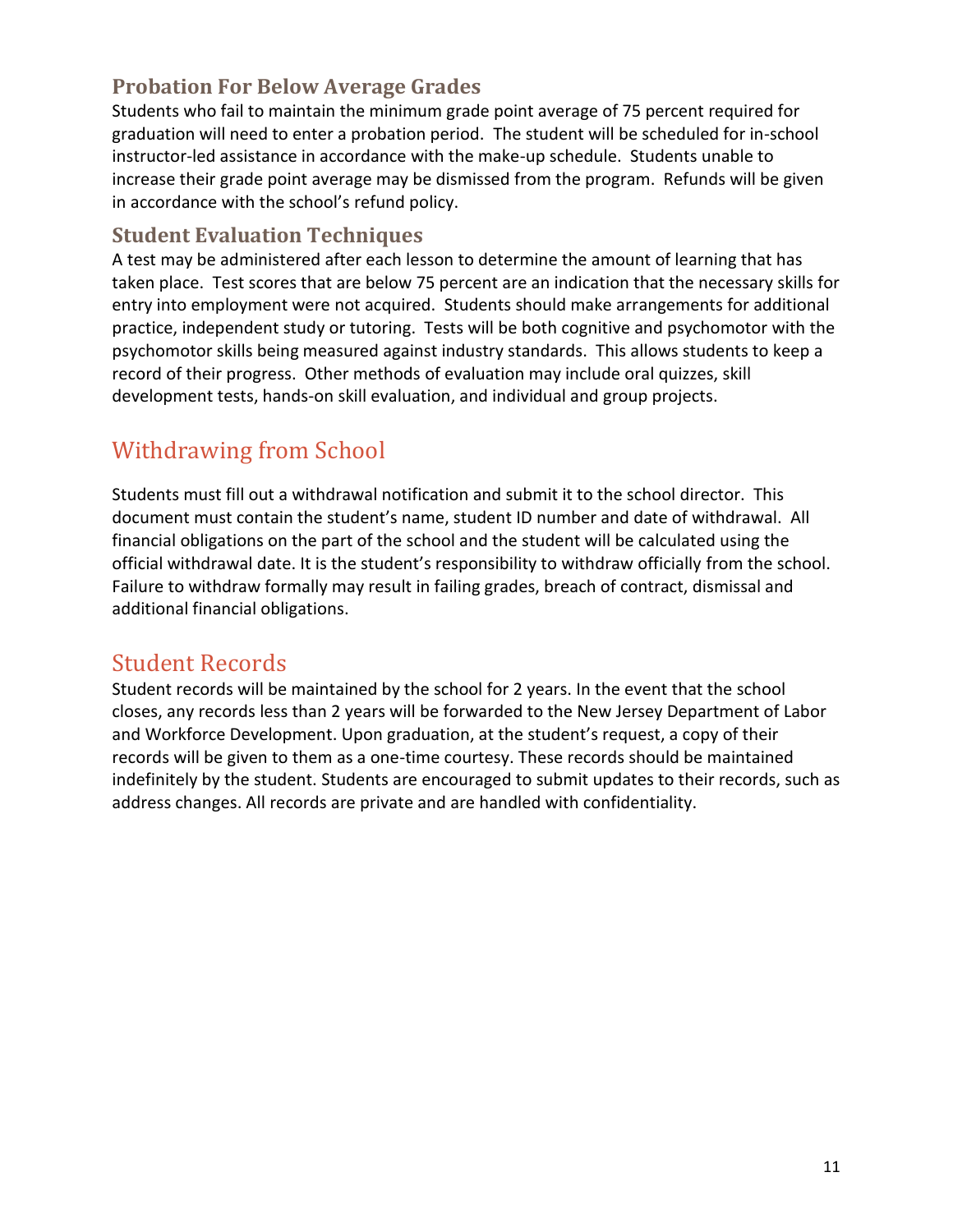### Probation For Below Average Grades

Students who fail to maintain the minimum grade point average of 75 percent required for graduation will need to enter a probation period. The student will be scheduled for in-school instructor-led assistance in accordance with the make-up schedule. Students unable to increase their grade point average may be dismissed from the program. Refunds will be given in accordance with the school's refund policy.

### Student Evaluation Techniques

A test may be administered after each lesson to determine the amount of learning that has taken place. Test scores that are below 75 percent are an indication that the necessary skills for entry into employment were not acquired. Students should make arrangements for additional practice, independent study or tutoring. Tests will be both cognitive and psychomotor with the psychomotor skills being measured against industry standards. This allows students to keep a record of their progress. Other methods of evaluation may include oral quizzes, skill development tests, hands-on skill evaluation, and individual and group projects.

## Withdrawing from School

Students must fill out a withdrawal notification and submit it to the school director. This document must contain the student's name, student ID number and date of withdrawal. All financial obligations on the part of the school and the student will be calculated using the official withdrawal date. It is the student's responsibility to withdraw officially from the school. Failure to withdraw formally may result in failing grades, breach of contract, dismissal and additional financial obligations.

## Student Records

Student records will be maintained by the school for 2 years. In the event that the school closes, any records less than 2 years will be forwarded to the New Jersey Department of Labor and Workforce Development. Upon graduation, at the student's request, a copy of their records will be given to them as a one-time courtesy. These records should be maintained indefinitely by the student. Students are encouraged to submit updates to their records, such as address changes. All records are private and are handled with confidentiality.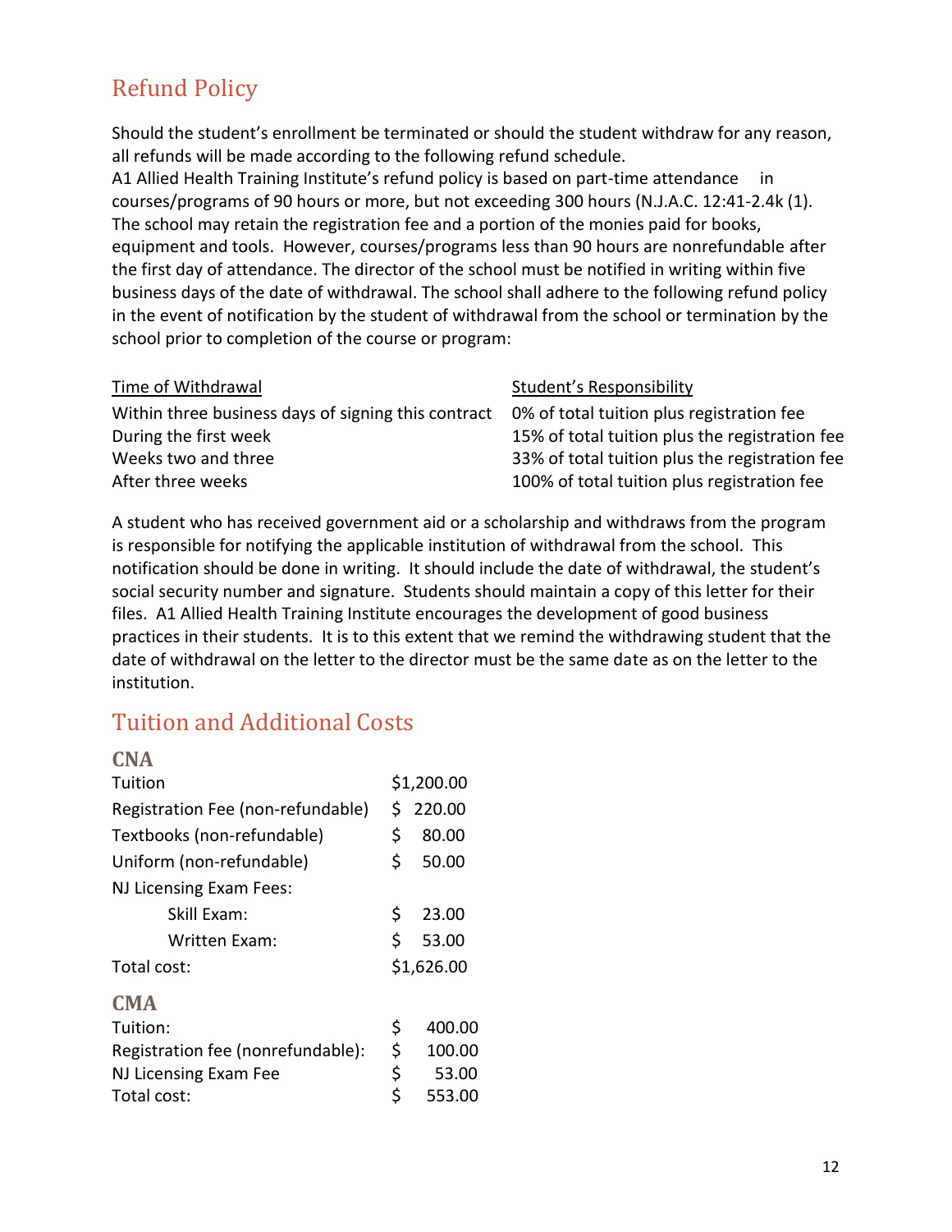## Refund Policy

Should the student's enrollment be terminated or should the student withdraw for any reason, all refunds will be made according to the following refund schedule.

A1 Allied Health Training Institute's refund policy is based on part-time attendance in courses/programs of 90 hours or more, but not exceeding 300 hours (N.J.A.C. 12:41-2.4k (1). The school may retain the registration fee and a portion of the monies paid for books, equipment and tools. However, courses/programs less than 90 hours are nonrefundable after the first day of attendance. The director of the school must be notified in writing within five business days of the date of withdrawal. The school shall adhere to the following refund policy in the event of notification by the student of withdrawal from the school or termination by the school prior to completion of the course or program:

| Time of Withdrawal | Student's Responsibility |
|---|---|
| Within three business days of signing this contract | 0% of total tuition plus registration fee |
| During the first week | 15% of total tuition plus the registration fee |
| Weeks two and three | 33% of total tuition plus the registration fee |
| After three weeks | 100% of total tuition plus registration fee |

A student who has received government aid or a scholarship and withdraws from the program is responsible for notifying the applicable institution of withdrawal from the school. This notification should be done in writing. It should include the date of withdrawal, the student's social security number and signature. Students should maintain a copy of this letter for their files. A1 Allied Health Training Institute encourages the development of good business practices in their students. It is to this extent that we remind the withdrawing student that the date of withdrawal on the letter to the director must be the same date as on the letter to the institution.

## Tuition and Additional Costs

### CNA

| | |
|---|---|
| Tuition | $1,200.00 |
| Registration Fee (non-refundable) | $ 220.00 |
| Textbooks (non-refundable) | $ 80.00 |
| Uniform (non-refundable) | $ 50.00 |
| NJ Licensing Exam Fees: | |
| Skill Exam: | $ 23.00 |
| Written Exam: | $ 53.00 |
| Total cost: | $1,626.00 |

### CMA

| | |
|---|---|
| Tuition: | $ 400.00 |
| Registration fee (nonrefundable): | $ 100.00 |
| NJ Licensing Exam Fee | $ 53.00 |
| Total cost: | $ 553.00 |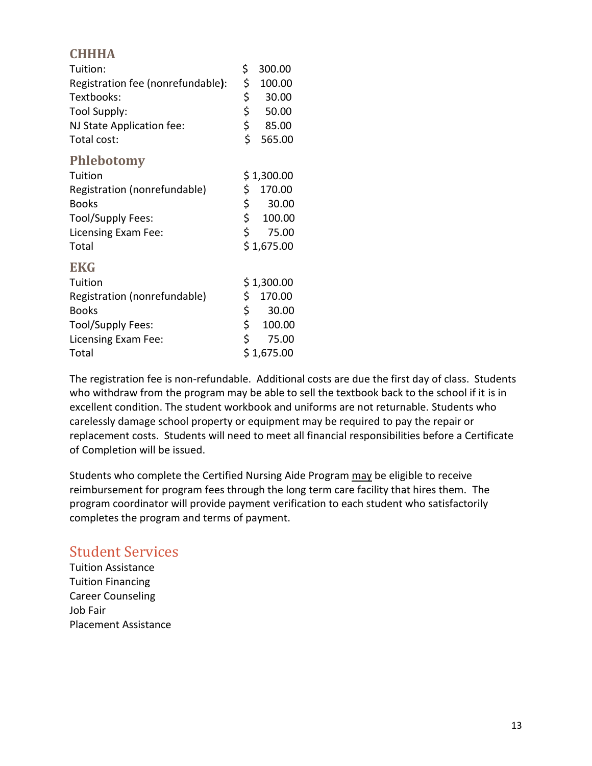### CHHHA

| | |
|---|---|
| Tuition: | $ 300.00 |
| Registration fee (nonrefundable): | $ 100.00 |
| Textbooks: | $ 30.00 |
| Tool Supply: | $ 50.00 |
| NJ State Application fee: | $ 85.00 |
| Total cost: | $ 565.00 |

### Phlebotomy

| | |
|---|---|
| Tuition | $ 1,300.00 |
| Registration (nonrefundable) | $ 170.00 |
| Books | $ 30.00 |
| Tool/Supply Fees: | $ 100.00 |
| Licensing Exam Fee: | $ 75.00 |
| Total | $ 1,675.00 |

### EKG

| | |
|---|---|
| Tuition | $ 1,300.00 |
| Registration (nonrefundable) | $ 170.00 |
| Books | $ 30.00 |
| Tool/Supply Fees: | $ 100.00 |
| Licensing Exam Fee: | $ 75.00 |
| Total | $ 1,675.00 |

The registration fee is non-refundable. Additional costs are due the first day of class. Students who withdraw from the program may be able to sell the textbook back to the school if it is in excellent condition. The student workbook and uniforms are not returnable. Students who carelessly damage school property or equipment may be required to pay the repair or replacement costs. Students will need to meet all financial responsibilities before a Certificate of Completion will be issued.

Students who complete the Certified Nursing Aide Program may be eligible to receive reimbursement for program fees through the long term care facility that hires them. The program coordinator will provide payment verification to each student who satisfactorily completes the program and terms of payment.

## Student Services

Tuition Assistance
Tuition Financing
Career Counseling
Job Fair
Placement Assistance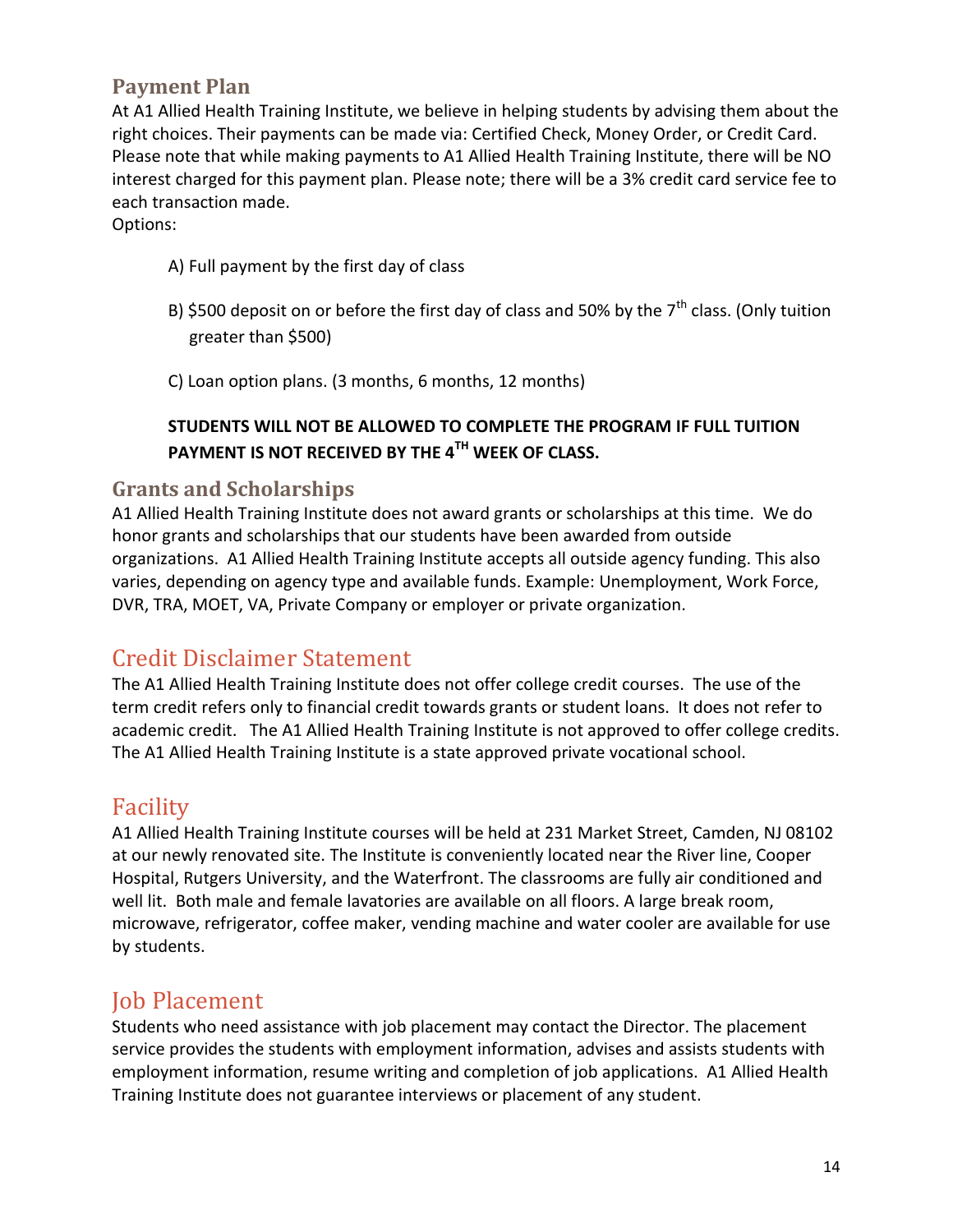## Payment Plan

At A1 Allied Health Training Institute, we believe in helping students by advising them about the right choices. Their payments can be made via: Certified Check, Money Order, or Credit Card. Please note that while making payments to A1 Allied Health Training Institute, there will be NO interest charged for this payment plan. Please note; there will be a 3% credit card service fee to each transaction made.

Options:

A) Full payment by the first day of class

B) $500 deposit on or before the first day of class and 50% by the 7th class. (Only tuition greater than $500)

C) Loan option plans. (3 months, 6 months, 12 months)

**STUDENTS WILL NOT BE ALLOWED TO COMPLETE THE PROGRAM IF FULL TUITION PAYMENT IS NOT RECEIVED BY THE 4TH WEEK OF CLASS.**

## Grants and Scholarships

A1 Allied Health Training Institute does not award grants or scholarships at this time. We do honor grants and scholarships that our students have been awarded from outside organizations. A1 Allied Health Training Institute accepts all outside agency funding. This also varies, depending on agency type and available funds. Example: Unemployment, Work Force, DVR, TRA, MOET, VA, Private Company or employer or private organization.

## Credit Disclaimer Statement

The A1 Allied Health Training Institute does not offer college credit courses. The use of the term credit refers only to financial credit towards grants or student loans. It does not refer to academic credit. The A1 Allied Health Training Institute is not approved to offer college credits. The A1 Allied Health Training Institute is a state approved private vocational school.

## Facility

A1 Allied Health Training Institute courses will be held at 231 Market Street, Camden, NJ 08102 at our newly renovated site. The Institute is conveniently located near the River line, Cooper Hospital, Rutgers University, and the Waterfront. The classrooms are fully air conditioned and well lit. Both male and female lavatories are available on all floors. A large break room, microwave, refrigerator, coffee maker, vending machine and water cooler are available for use by students.

## Job Placement

Students who need assistance with job placement may contact the Director. The placement service provides the students with employment information, advises and assists students with employment information, resume writing and completion of job applications. A1 Allied Health Training Institute does not guarantee interviews or placement of any student.